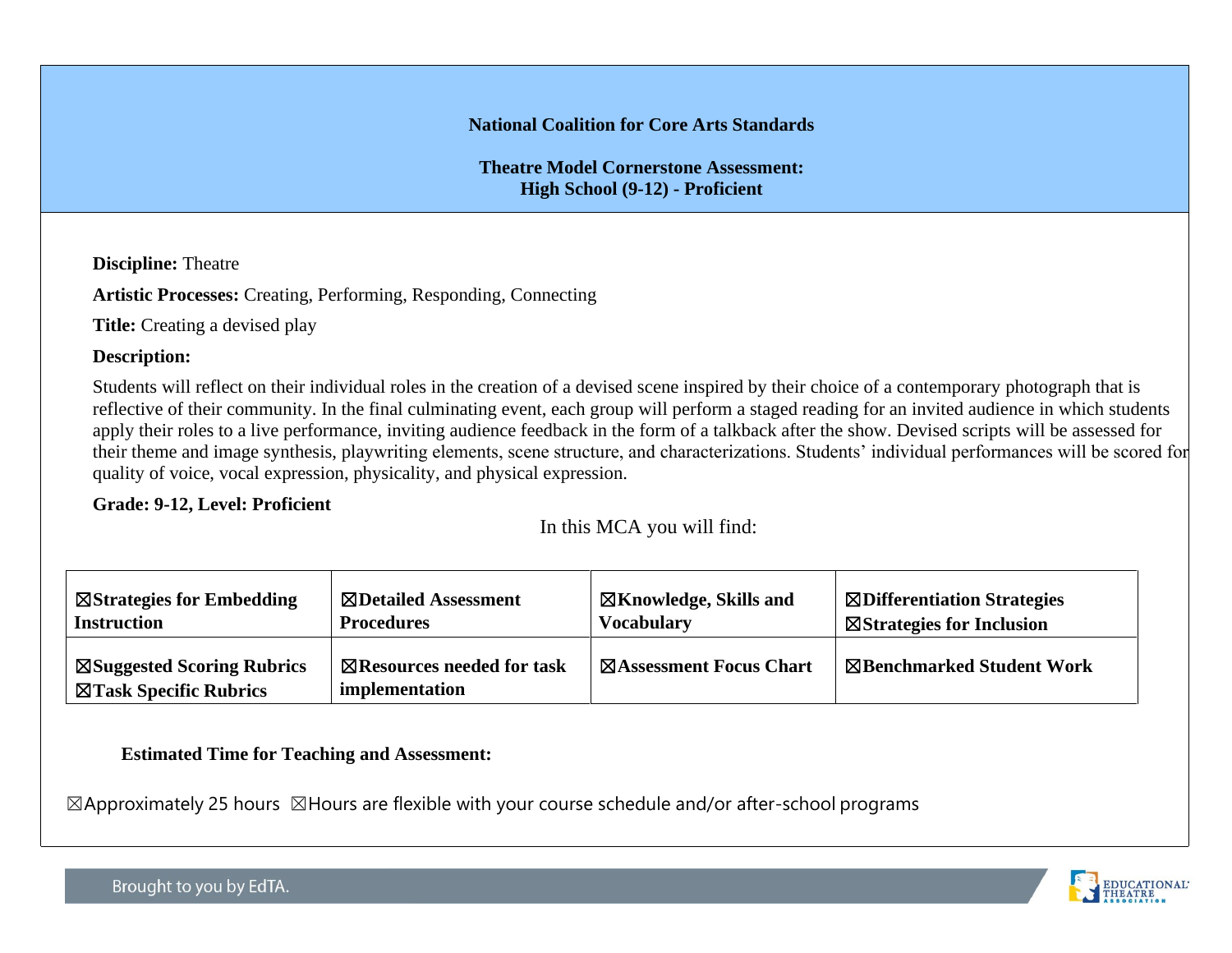**National Coalition for Core Arts Standards**

**Theatre Model Cornerstone Assessment:**
**High School (9-12) - Proficient**

**Discipline:** Theatre

**Artistic Processes:** Creating, Performing, Responding, Connecting

**Title:** Creating a devised play

**Description:**

Students will reflect on their individual roles in the creation of a devised scene inspired by their choice of a contemporary photograph that is reflective of their community. In the final culminating event, each group will perform a staged reading for an invited audience in which students apply their roles to a live performance, inviting audience feedback in the form of a talkback after the show. Devised scripts will be assessed for their theme and image synthesis, playwriting elements, scene structure, and characterizations. Students' individual performances will be scored for quality of voice, vocal expression, physicality, and physical expression.

**Grade: 9-12, Level: Proficient**

In this MCA you will find:

| | | | |
|---|---|---|---|
| ☒**Strategies for Embedding Instruction** | ☒**Detailed Assessment Procedures** | ☒**Knowledge, Skills and Vocabulary** | ☒**Differentiation Strategies** ☒**Strategies for Inclusion** |
| ☒**Suggested Scoring Rubrics** ☒**Task Specific Rubrics** | ☒**Resources needed for task implementation** | ☒**Assessment Focus Chart** | ☒**Benchmarked Student Work** |

**Estimated Time for Teaching and Assessment:**

☒Approximately 25 hours ☒Hours are flexible with your course schedule and/or after-school programs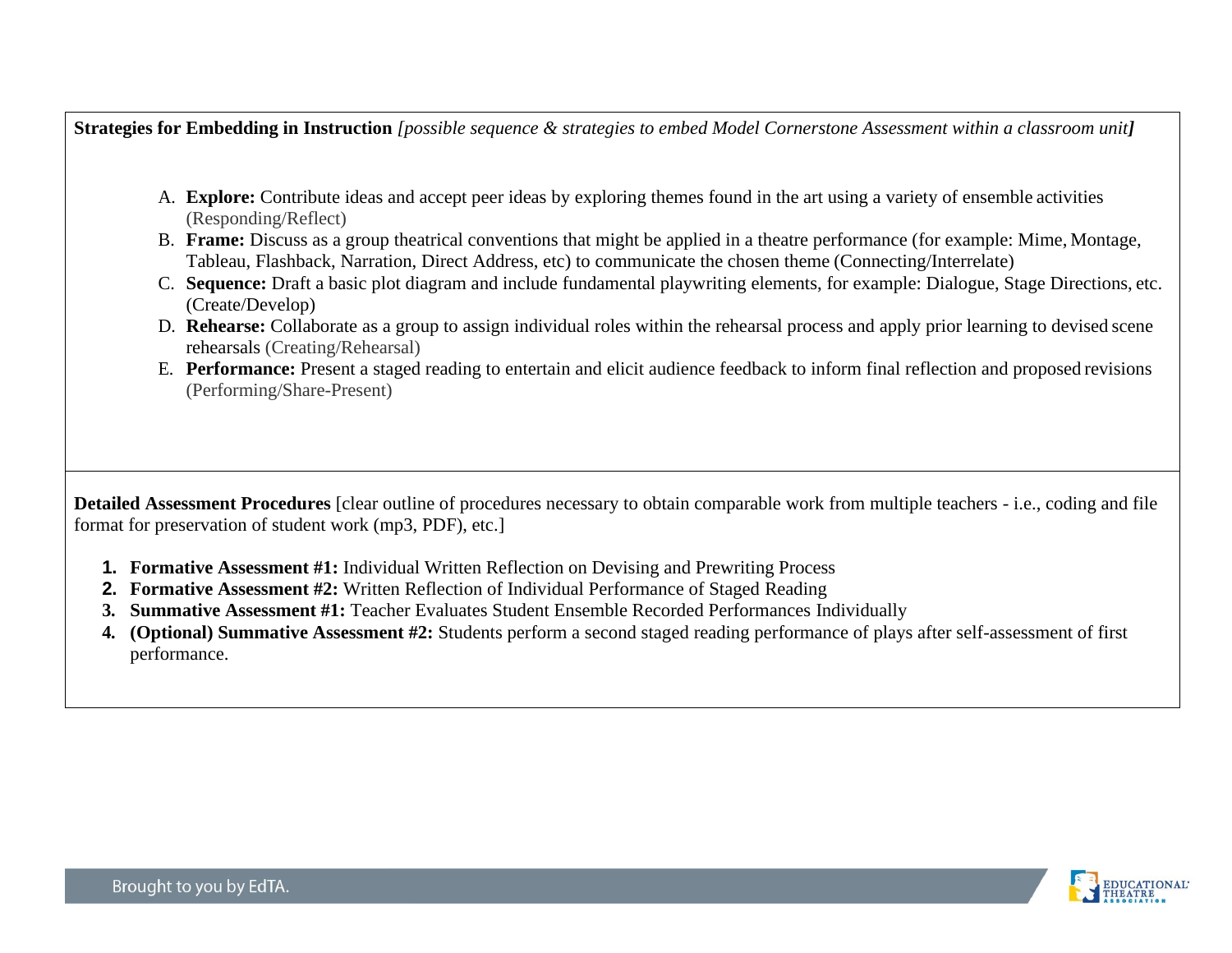**Strategies for Embedding in Instruction** *[possible sequence & strategies to embed Model Cornerstone Assessment within a classroom unit]*

A. **Explore:** Contribute ideas and accept peer ideas by exploring themes found in the art using a variety of ensemble activities (Responding/Reflect)
B. **Frame:** Discuss as a group theatrical conventions that might be applied in a theatre performance (for example: Mime, Montage, Tableau, Flashback, Narration, Direct Address, etc) to communicate the chosen theme (Connecting/Interrelate)
C. **Sequence:** Draft a basic plot diagram and include fundamental playwriting elements, for example: Dialogue, Stage Directions, etc. (Create/Develop)
D. **Rehearse:** Collaborate as a group to assign individual roles within the rehearsal process and apply prior learning to devised scene rehearsals (Creating/Rehearsal)
E. **Performance:** Present a staged reading to entertain and elicit audience feedback to inform final reflection and proposed revisions (Performing/Share-Present)

**Detailed Assessment Procedures** [clear outline of procedures necessary to obtain comparable work from multiple teachers - i.e., coding and file format for preservation of student work (mp3, PDF), etc.]

1. **Formative Assessment #1:** Individual Written Reflection on Devising and Prewriting Process
2. **Formative Assessment #2:** Written Reflection of Individual Performance of Staged Reading
3. **Summative Assessment #1:** Teacher Evaluates Student Ensemble Recorded Performances Individually
4. **(Optional) Summative Assessment #2:** Students perform a second staged reading performance of plays after self-assessment of first performance.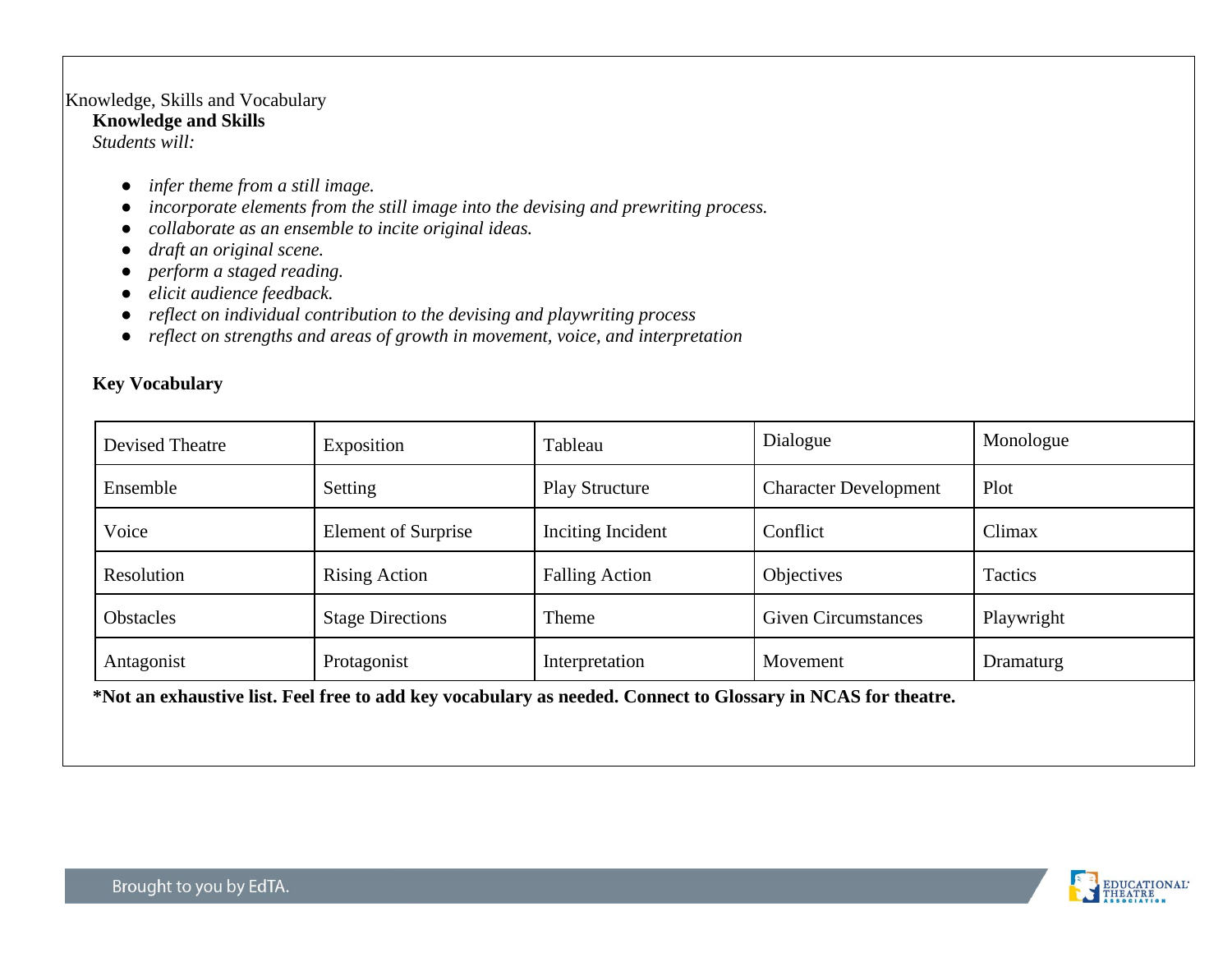Knowledge, Skills and Vocabulary

**Knowledge and Skills**

*Students will:*

- *infer theme from a still image.*
- *incorporate elements from the still image into the devising and prewriting process.*
- *collaborate as an ensemble to incite original ideas.*
- *draft an original scene.*
- *perform a staged reading.*
- *elicit audience feedback.*
- *reflect on individual contribution to the devising and playwriting process*
- *reflect on strengths and areas of growth in movement, voice, and interpretation*

**Key Vocabulary**

| Devised Theatre | Exposition | Tableau | Dialogue | Monologue |
|---|---|---|---|---|
| Ensemble | Setting | Play Structure | Character Development | Plot |
| Voice | Element of Surprise | Inciting Incident | Conflict | Climax |
| Resolution | Rising Action | Falling Action | Objectives | Tactics |
| Obstacles | Stage Directions | Theme | Given Circumstances | Playwright |
| Antagonist | Protagonist | Interpretation | Movement | Dramaturg |

**\*Not an exhaustive list. Feel free to add key vocabulary as needed. Connect to Glossary in NCAS for theatre.**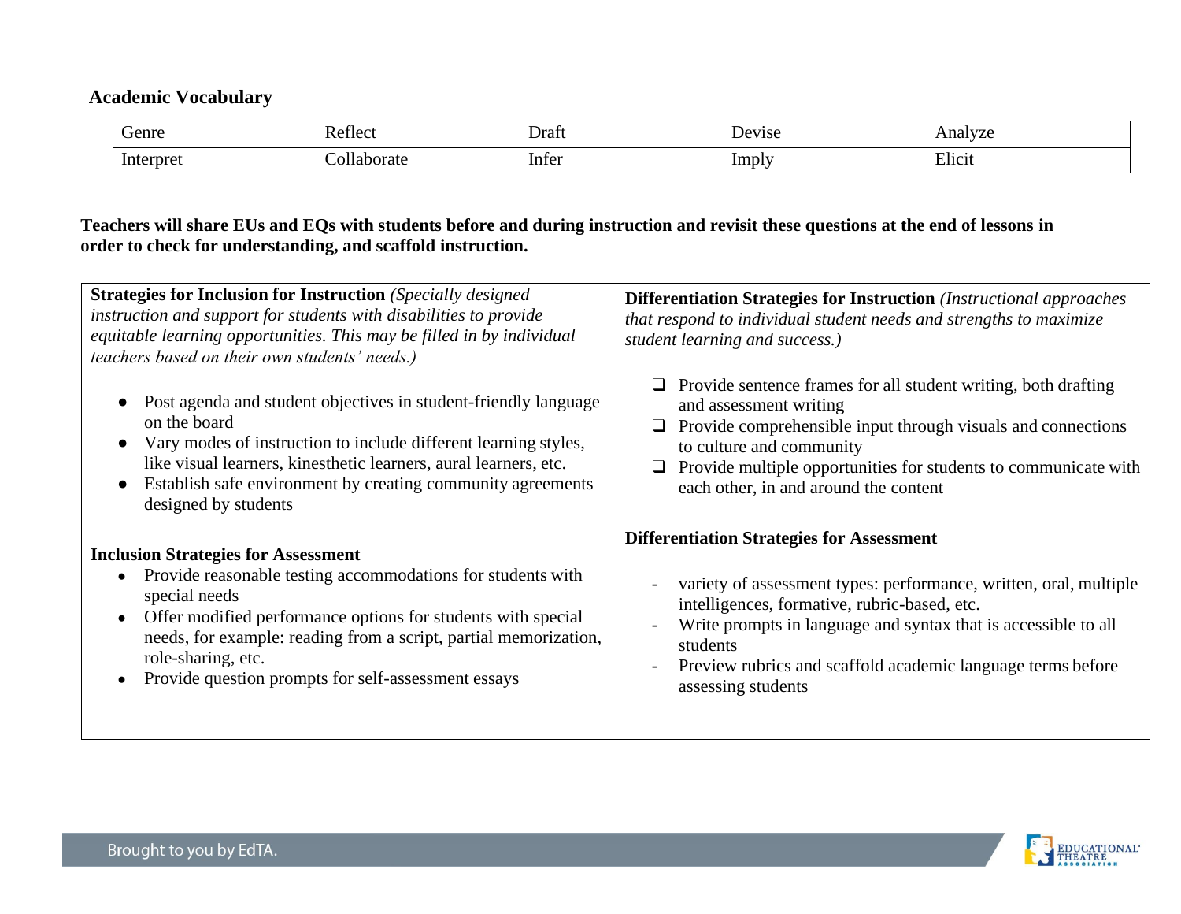### Academic Vocabulary

| Genre | Reflect | Draft | Devise | Analyze |
|---|---|---|---|---|
| Interpret | Collaborate | Infer | Imply | Elicit |

**Teachers will share EUs and EQs with students before and during instruction and revisit these questions at the end of lessons in order to check for understanding, and scaffold instruction.**

**Strategies for Inclusion for Instruction** *(Specially designed instruction and support for students with disabilities to provide equitable learning opportunities. This may be filled in by individual teachers based on their own students' needs.)*

- Post agenda and student objectives in student-friendly language on the board
- Vary modes of instruction to include different learning styles, like visual learners, kinesthetic learners, aural learners, etc.
- Establish safe environment by creating community agreements designed by students

**Inclusion Strategies for Assessment**

- Provide reasonable testing accommodations for students with special needs
- Offer modified performance options for students with special needs, for example: reading from a script, partial memorization, role-sharing, etc.
- Provide question prompts for self-assessment essays

**Differentiation Strategies for Instruction** *(Instructional approaches that respond to individual student needs and strengths to maximize student learning and success.)*

- ❑ Provide sentence frames for all student writing, both drafting and assessment writing
- ❑ Provide comprehensible input through visuals and connections to culture and community
- ❑ Provide multiple opportunities for students to communicate with each other, in and around the content

**Differentiation Strategies for Assessment**

- variety of assessment types: performance, written, oral, multiple intelligences, formative, rubric-based, etc.
- Write prompts in language and syntax that is accessible to all students
- Preview rubrics and scaffold academic language terms before assessing students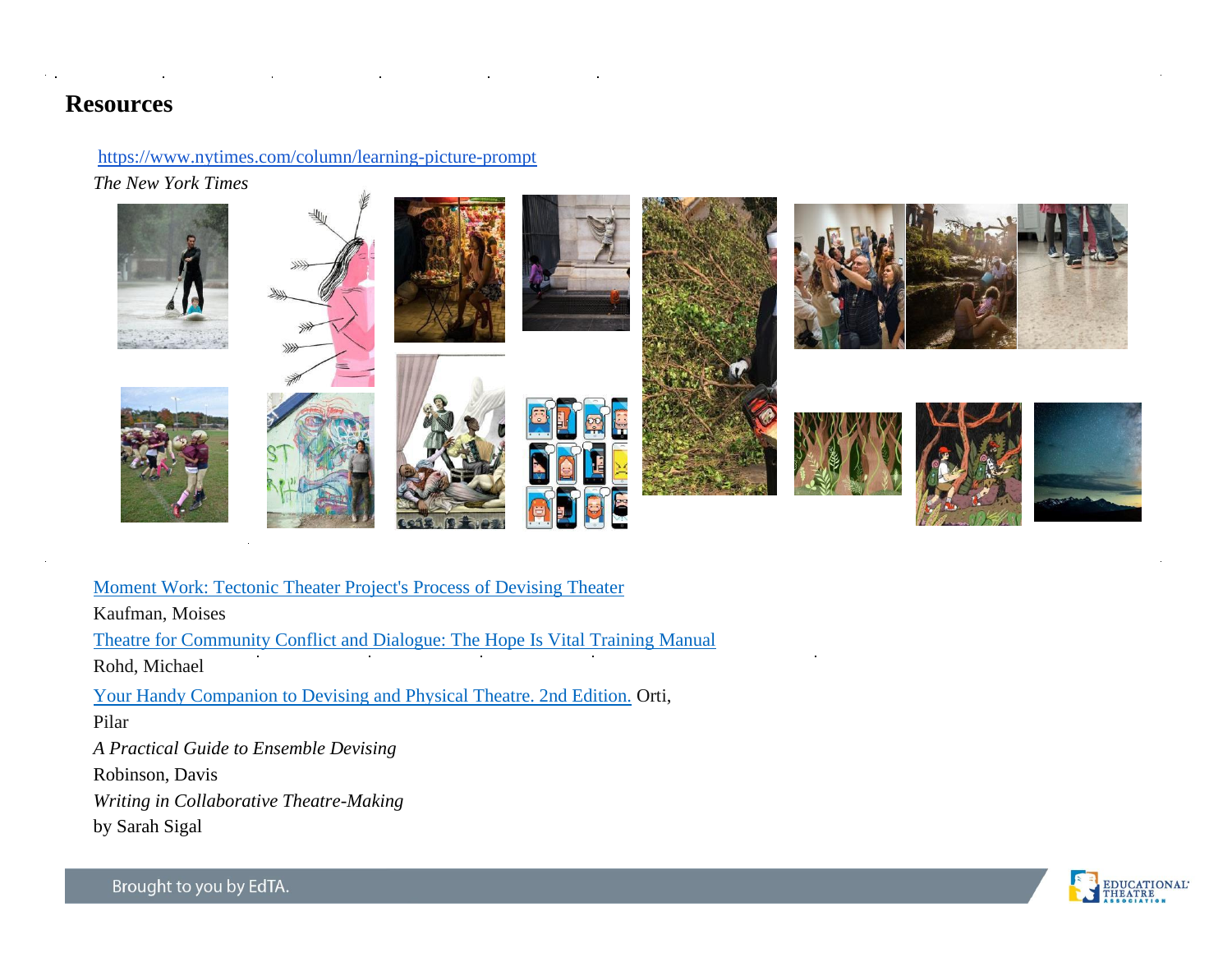# Resources

https://www.nytimes.com/column/learning-picture-prompt

*The New York Times*

Moment Work: Tectonic Theater Project's Process of Devising Theater

Kaufman, Moises

Theatre for Community Conflict and Dialogue: The Hope Is Vital Training Manual

Rohd, Michael

Your Handy Companion to Devising and Physical Theatre. 2nd Edition. Orti, Pilar

*A Practical Guide to Ensemble Devising*

Robinson, Davis

*Writing in Collaborative Theatre-Making*

by Sarah Sigal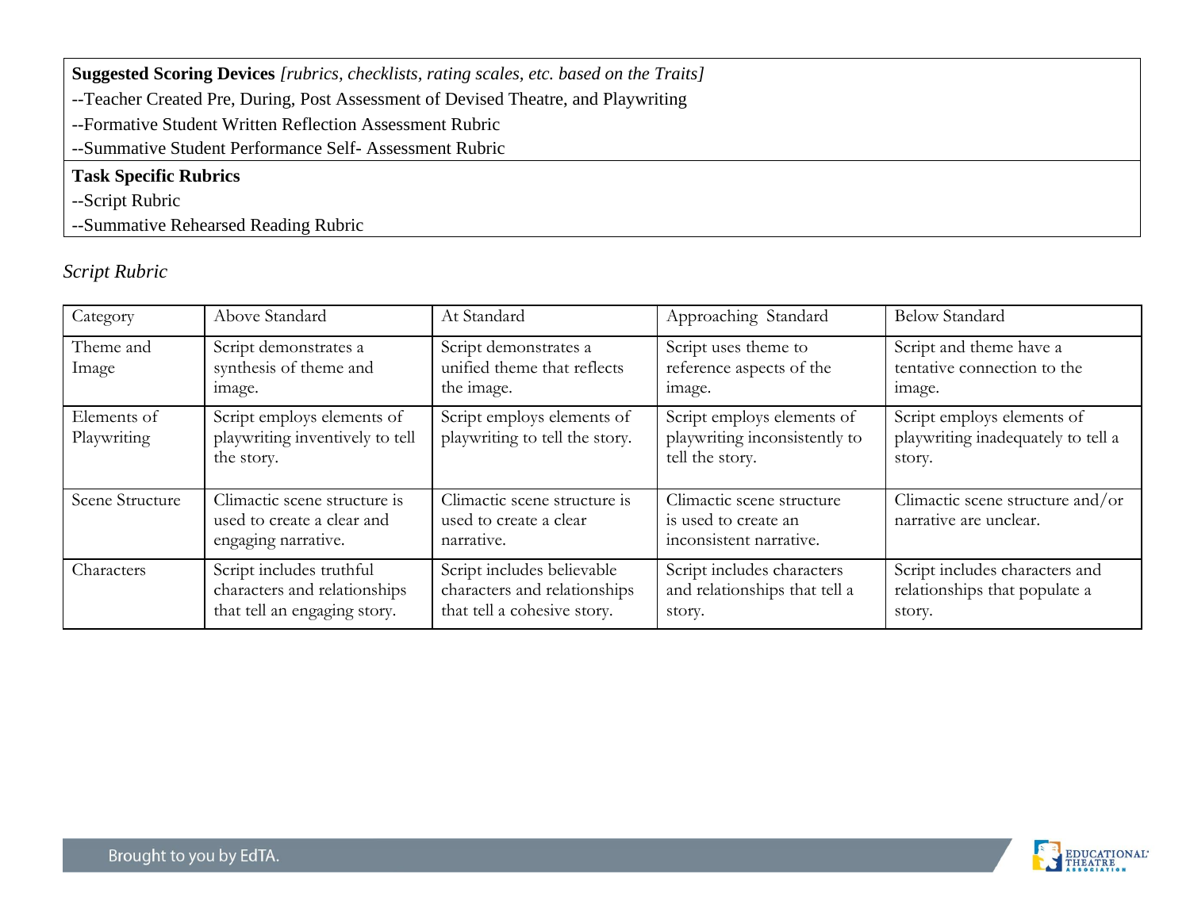**Suggested Scoring Devices** *[rubrics, checklists, rating scales, etc. based on the Traits]*

--Teacher Created Pre, During, Post Assessment of Devised Theatre, and Playwriting

--Formative Student Written Reflection Assessment Rubric

--Summative Student Performance Self- Assessment Rubric

**Task Specific Rubrics**

--Script Rubric

--Summative Rehearsed Reading Rubric

*Script Rubric*

| Category | Above Standard | At Standard | Approaching Standard | Below Standard |
|---|---|---|---|---|
| Theme and Image | Script demonstrates a synthesis of theme and image. | Script demonstrates a unified theme that reflects the image. | Script uses theme to reference aspects of the image. | Script and theme have a tentative connection to the image. |
| Elements of Playwriting | Script employs elements of playwriting inventively to tell the story. | Script employs elements of playwriting to tell the story. | Script employs elements of playwriting inconsistently to tell the story. | Script employs elements of playwriting inadequately to tell a story. |
| Scene Structure | Climactic scene structure is used to create a clear and engaging narrative. | Climactic scene structure is used to create a clear narrative. | Climactic scene structure is used to create an inconsistent narrative. | Climactic scene structure and/or narrative are unclear. |
| Characters | Script includes truthful characters and relationships that tell an engaging story. | Script includes believable characters and relationships that tell a cohesive story. | Script includes characters and relationships that tell a story. | Script includes characters and relationships that populate a story. |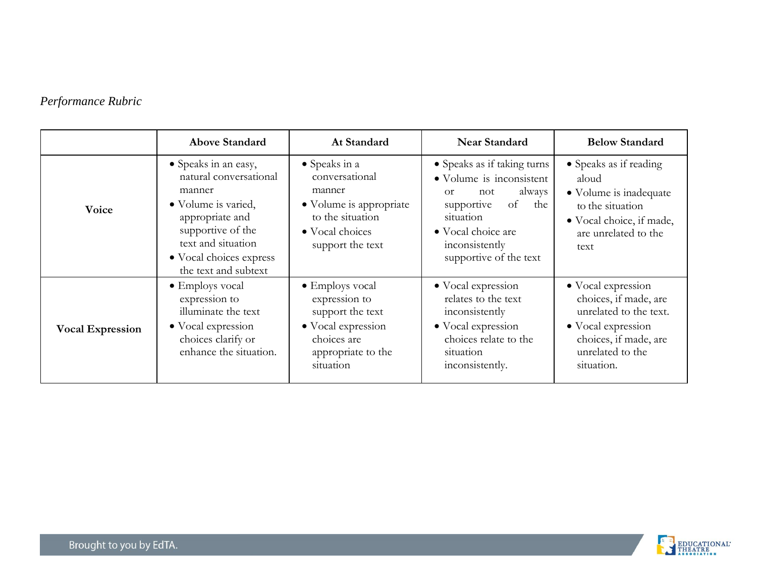*Performance Rubric*

| | Above Standard | At Standard | Near Standard | Below Standard |
|---|---|---|---|---|
| **Voice** | • Speaks in an easy, natural conversational manner<br>• Volume is varied, appropriate and supportive of the text and situation<br>• Vocal choices express the text and subtext | • Speaks in a conversational manner<br>• Volume is appropriate to the situation<br>• Vocal choices support the text | • Speaks as if taking turns<br>• Volume is inconsistent or not always supportive of the situation<br>• Vocal choice are inconsistently supportive of the text | • Speaks as if reading aloud<br>• Volume is inadequate to the situation<br>• Vocal choice, if made, are unrelated to the text |
| **Vocal Expression** | • Employs vocal expression to illuminate the text<br>• Vocal expression choices clarify or enhance the situation. | • Employs vocal expression to support the text<br>• Vocal expression choices are appropriate to the situation | • Vocal expression relates to the text inconsistently<br>• Vocal expression choices relate to the situation inconsistently. | • Vocal expression choices, if made, are unrelated to the text.<br>• Vocal expression choices, if made, are unrelated to the situation. |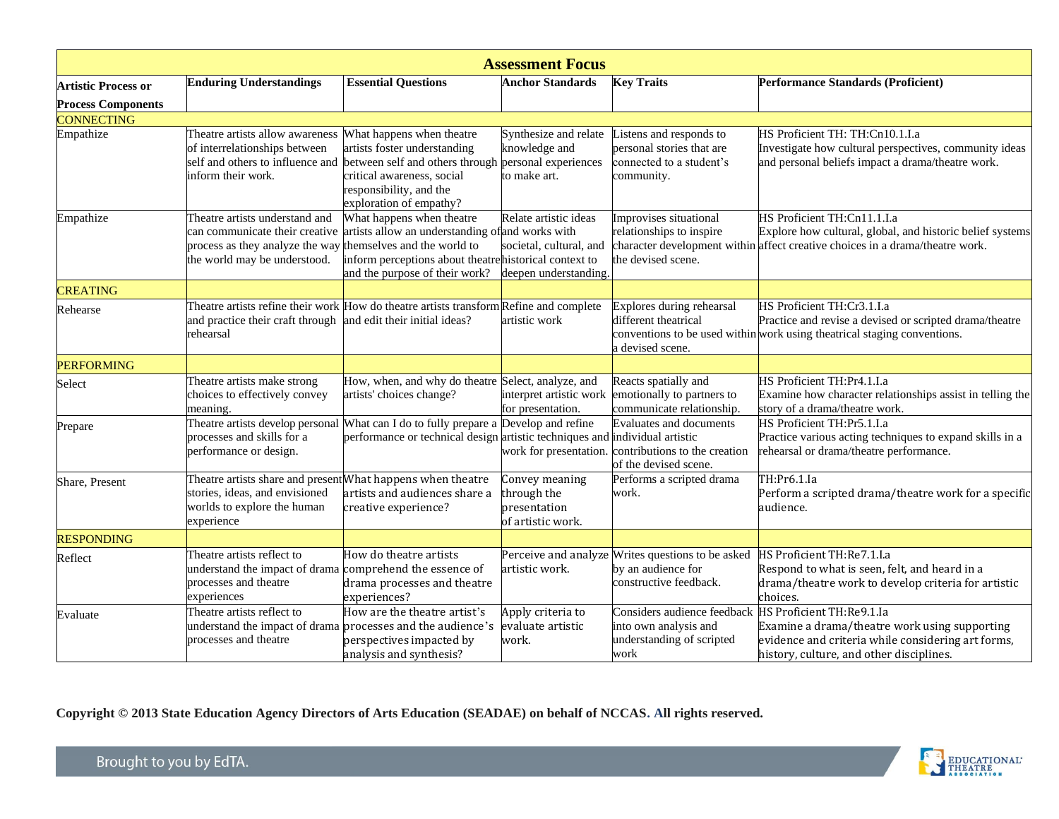| Assessment Focus | | | | | |
|---|---|---|---|---|---|
| **Artistic Process or Process Components** | **Enduring Understandings** | **Essential Questions** | **Anchor Standards** | **Key Traits** | **Performance Standards (Proficient)** |
| CONNECTING | | | | | |
| Empathize | Theatre artists allow awareness of interrelationships between self and others to influence and inform their work. | What happens when theatre artists foster understanding between self and others through critical awareness, social responsibility, and the exploration of empathy? | Synthesize and relate knowledge and personal experiences to make art. | Listens and responds to personal stories that are connected to a student's community. | HS Proficient TH: TH:Cn10.1.I.a Investigate how cultural perspectives, community ideas and personal beliefs impact a drama/theatre work. |
| Empathize | Theatre artists understand and can communicate their creative process as they analyze the way the world may be understood. | What happens when theatre artists allow an understanding of themselves and the world to inform perceptions about theatre and the purpose of their work? | Relate artistic ideas and works with societal, cultural, and historical context to deepen understanding. | Improvises situational relationships to inspire character development within the devised scene. | HS Proficient TH:Cn11.1.I.a Explore how cultural, global, and historic belief systems affect creative choices in a drama/theatre work. |
| CREATING | | | | | |
| Rehearse | Theatre artists refine their work and practice their craft through rehearsal | How do theatre artists transform and edit their initial ideas? | Refine and complete artistic work | Explores during rehearsal different theatrical conventions to be used within a devised scene. | HS Proficient TH:Cr3.1.I.a Practice and revise a devised or scripted drama/theatre work using theatrical staging conventions. |
| PERFORMING | | | | | |
| Select | Theatre artists make strong choices to effectively convey meaning. | How, when, and why do theatre artists' choices change? | Select, analyze, and interpret artistic work for presentation. | Reacts spatially and emotionally to partners to communicate relationship. | HS Proficient TH:Pr4.1.I.a Examine how character relationships assist in telling the story of a drama/theatre work. |
| Prepare | Theatre artists develop personal processes and skills for a performance or design. | What can I do to fully prepare a performance or technical design | Develop and refine artistic techniques and work for presentation. | Evaluates and documents individual artistic contributions to the creation of the devised scene. | HS Proficient TH:Pr5.1.I.a Practice various acting techniques to expand skills in a rehearsal or drama/theatre performance. |
| Share, Present | Theatre artists share and present stories, ideas, and envisioned worlds to explore the human experience | What happens when theatre artists and audiences share a creative experience? | Convey meaning through the presentation of artistic work. | Performs a scripted drama work. | TH:Pr6.1.Ia Perform a scripted drama/theatre work for a specific audience. |
| RESPONDING | | | | | |
| Reflect | Theatre artists reflect to understand the impact of drama processes and theatre experiences | How do theatre artists comprehend the essence of drama processes and theatre experiences? | Perceive and analyze artistic work. | Writes questions to be asked by an audience for constructive feedback. | HS Proficient TH:Re7.1.I.a Respond to what is seen, felt, and heard in a drama/theatre work to develop criteria for artistic choices. |
| Evaluate | Theatre artists reflect to understand the impact of drama processes and theatre | How are the theatre artist's processes and the audience's perspectives impacted by analysis and synthesis? | Apply criteria to evaluate artistic work. | Considers audience feedback into own analysis and understanding of scripted work | HS Proficient TH:Re9.1.Ia Examine a drama/theatre work using supporting evidence and criteria while considering art forms, history, culture, and other disciplines. |

**Copyright © 2013 State Education Agency Directors of Arts Education (SEADAE) on behalf of NCCAS. All rights reserved.**

Brought to you by EdTA.